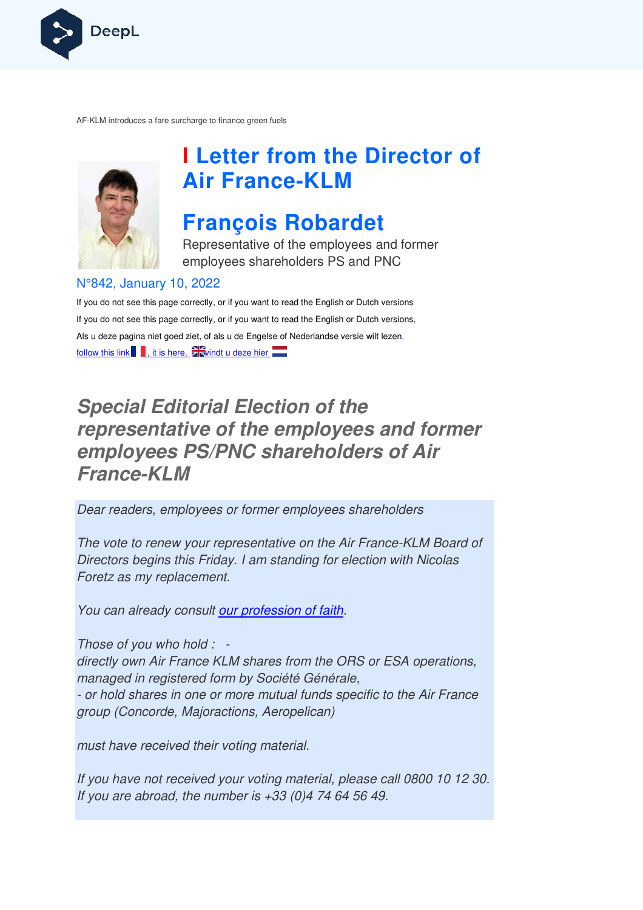AF-KLM introduces a fare surcharge to finance green fuels

# Letter from the Director of Air France-KLM

# François Robardet

Representative of the employees and former employees shareholders PS and PNC

N°842, January 10, 2022

If you do not see this page correctly, or if you want to read the English or Dutch versions

If you do not see this page correctly, or if you want to read the English or Dutch versions,

Als u deze pagina niet goed ziet, of als u de Engelse of Nederlandse versie wilt lezen,

follow this link, it is here, vindt u deze hier

## *Special Editorial Election of the representative of the employees and former employees PS/PNC shareholders of Air France-KLM*

*Dear readers, employees or former employees shareholders*

*The vote to renew your representative on the Air France-KLM Board of Directors begins this Friday. I am standing for election with Nicolas Foretz as my replacement.*

*You can already consult our profession of faith.*

*Those of you who hold : -*
*directly own Air France KLM shares from the ORS or ESA operations, managed in registered form by Société Générale,*
*- or hold shares in one or more mutual funds specific to the Air France group (Concorde, Majoractions, Aeropelican)*

*must have received their voting material.*

*If you have not received your voting material, please call 0800 10 12 30. If you are abroad, the number is +33 (0)4 74 64 56 49.*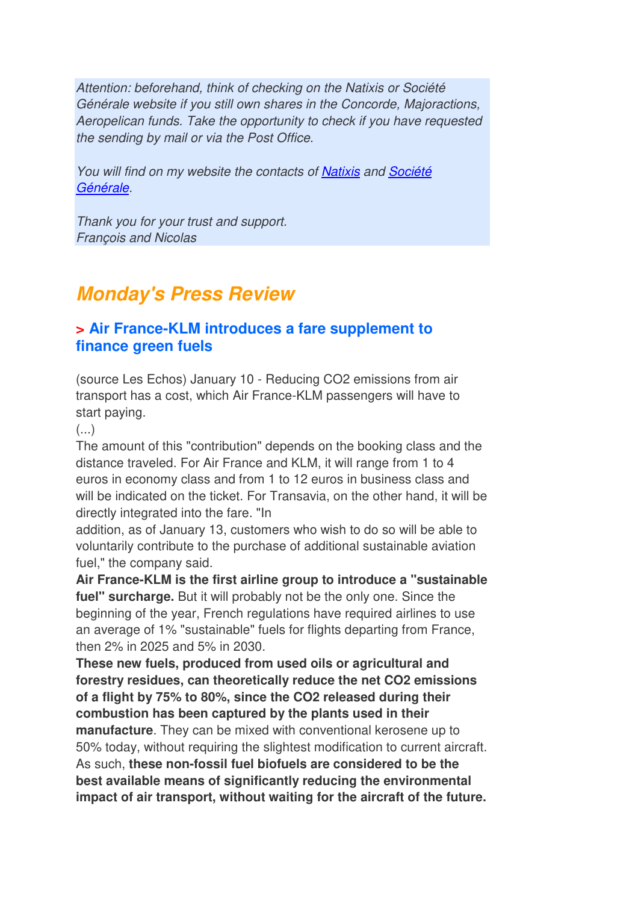*Attention: beforehand, think of checking on the Natixis or Société Générale website if you still own shares in the Concorde, Majoractions, Aeropelican funds. Take the opportunity to check if you have requested the sending by mail or via the Post Office.*

*You will find on my website the contacts of [Natixis] and [Société Générale].*

*Thank you for your trust and support.*
*François and Nicolas*

## *Monday's Press Review*

### > Air France-KLM introduces a fare supplement to finance green fuels

(source Les Echos) January 10 - Reducing $CO_2$ emissions from air transport has a cost, which Air France-KLM passengers will have to start paying.
(...)
The amount of this "contribution" depends on the booking class and the distance traveled. For Air France and KLM, it will range from 1 to 4 euros in economy class and from 1 to 12 euros in business class and will be indicated on the ticket. For Transavia, on the other hand, it will be directly integrated into the fare. "In addition, as of January 13, customers who wish to do so will be able to voluntarily contribute to the purchase of additional sustainable aviation fuel," the company said.

**Air France-KLM is the first airline group to introduce a "sustainable fuel" surcharge.** But it will probably not be the only one. Since the beginning of the year, French regulations have required airlines to use an average of 1% "sustainable" fuels for flights departing from France, then 2% in 2025 and 5% in 2030.

**These new fuels, produced from used oils or agricultural and forestry residues, can theoretically reduce the net $CO_2$ emissions of a flight by 75% to 80%, since the $CO_2$ released during their combustion has been captured by the plants used in their manufacture**. They can be mixed with conventional kerosene up to 50% today, without requiring the slightest modification to current aircraft. As such, **these non-fossil fuel biofuels are considered to be the best available means of significantly reducing the environmental impact of air transport, without waiting for the aircraft of the future.**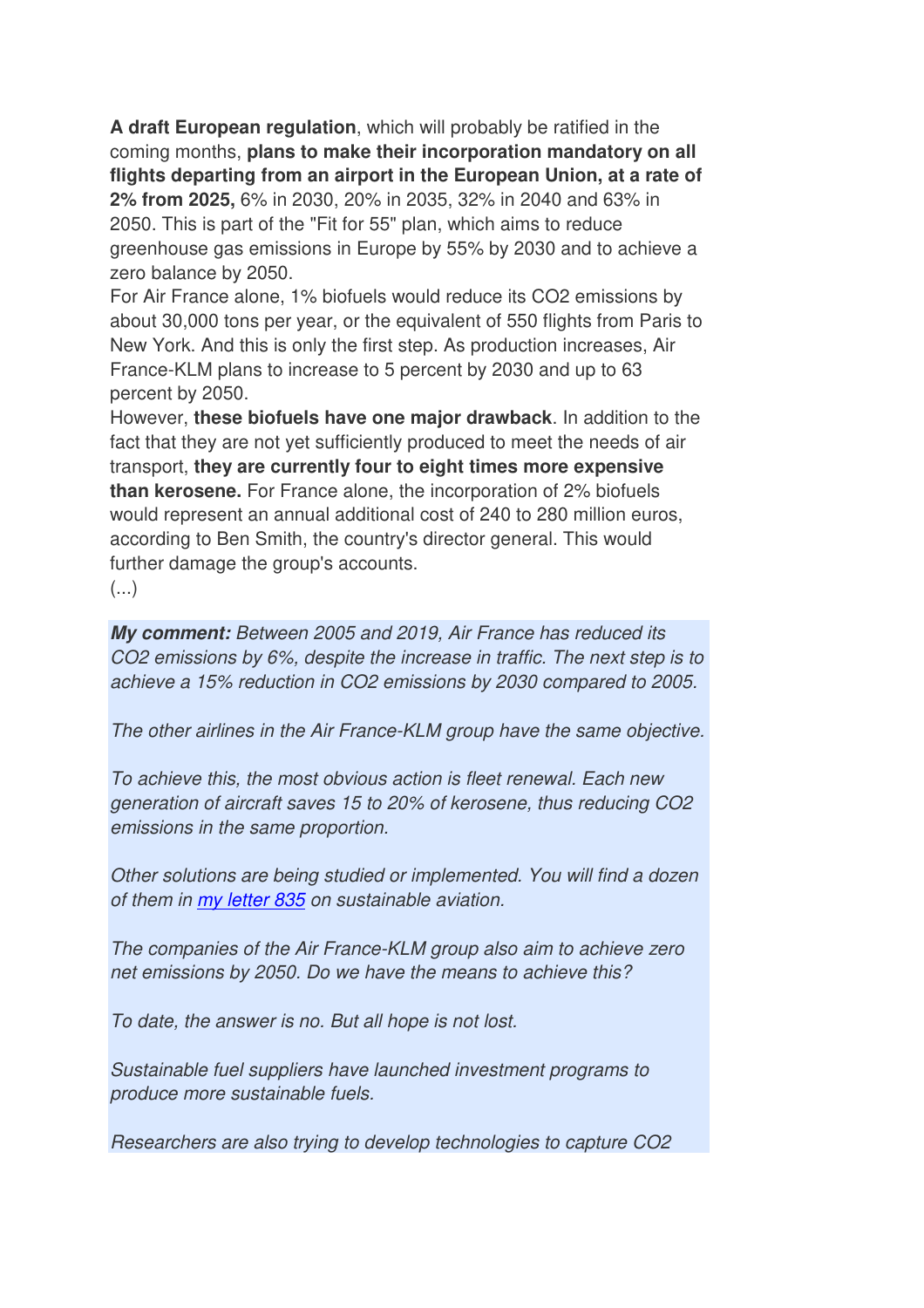**A draft European regulation**, which will probably be ratified in the coming months, **plans to make their incorporation mandatory on all flights departing from an airport in the European Union, at a rate of 2% from 2025,** 6% in 2030, 20% in 2035, 32% in 2040 and 63% in 2050. This is part of the "Fit for 55" plan, which aims to reduce greenhouse gas emissions in Europe by 55% by 2030 and to achieve a zero balance by 2050.
For Air France alone, 1% biofuels would reduce its $CO_2$ emissions by about 30,000 tons per year, or the equivalent of 550 flights from Paris to New York. And this is only the first step. As production increases, Air France-KLM plans to increase to 5 percent by 2030 and up to 63 percent by 2050.
However, **these biofuels have one major drawback**. In addition to the fact that they are not yet sufficiently produced to meet the needs of air transport, **they are currently four to eight times more expensive than kerosene.** For France alone, the incorporation of 2% biofuels would represent an annual additional cost of 240 to 280 million euros, according to Ben Smith, the country's director general. This would further damage the group's accounts.
(...)

***My comment:*** *Between 2005 and 2019, Air France has reduced its $CO_2$ emissions by 6%, despite the increase in traffic. The next step is to achieve a 15% reduction in $CO_2$ emissions by 2030 compared to 2005.*

*The other airlines in the Air France-KLM group have the same objective.*

*To achieve this, the most obvious action is fleet renewal. Each new generation of aircraft saves 15 to 20% of kerosene, thus reducing $CO_2$ emissions in the same proportion.*

*Other solutions are being studied or implemented. You will find a dozen of them in [my letter 835] on sustainable aviation.*

*The companies of the Air France-KLM group also aim to achieve zero net emissions by 2050. Do we have the means to achieve this?*

*To date, the answer is no. But all hope is not lost.*

*Sustainable fuel suppliers have launched investment programs to produce more sustainable fuels.*

*Researchers are also trying to develop technologies to capture $CO_2$*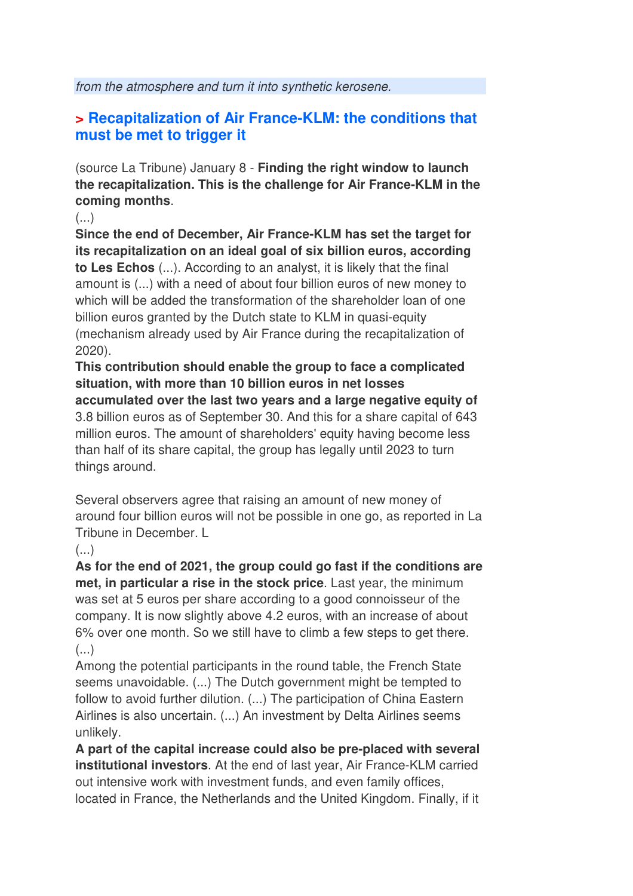*from the atmosphere and turn it into synthetic kerosene.*

## > Recapitalization of Air France-KLM: the conditions that must be met to trigger it

(source La Tribune) January 8 - **Finding the right window to launch the recapitalization. This is the challenge for Air France-KLM in the coming months**.

(...)

**Since the end of December, Air France-KLM has set the target for its recapitalization on an ideal goal of six billion euros, according to Les Echos** (...). According to an analyst, it is likely that the final amount is (...) with a need of about four billion euros of new money to which will be added the transformation of the shareholder loan of one billion euros granted by the Dutch state to KLM in quasi-equity (mechanism already used by Air France during the recapitalization of 2020).

**This contribution should enable the group to face a complicated situation, with more than 10 billion euros in net losses accumulated over the last two years and a large negative equity of** 3.8 billion euros as of September 30. And this for a share capital of 643 million euros. The amount of shareholders' equity having become less than half of its share capital, the group has legally until 2023 to turn things around.

Several observers agree that raising an amount of new money of around four billion euros will not be possible in one go, as reported in La Tribune in December. L

(...)

**As for the end of 2021, the group could go fast if the conditions are met, in particular a rise in the stock price**. Last year, the minimum was set at 5 euros per share according to a good connoisseur of the company. It is now slightly above 4.2 euros, with an increase of about 6% over one month. So we still have to climb a few steps to get there.

(...)

Among the potential participants in the round table, the French State seems unavoidable. (...) The Dutch government might be tempted to follow to avoid further dilution. (...) The participation of China Eastern Airlines is also uncertain. (...) An investment by Delta Airlines seems unlikely.

**A part of the capital increase could also be pre-placed with several institutional investors**. At the end of last year, Air France-KLM carried out intensive work with investment funds, and even family offices, located in France, the Netherlands and the United Kingdom. Finally, if it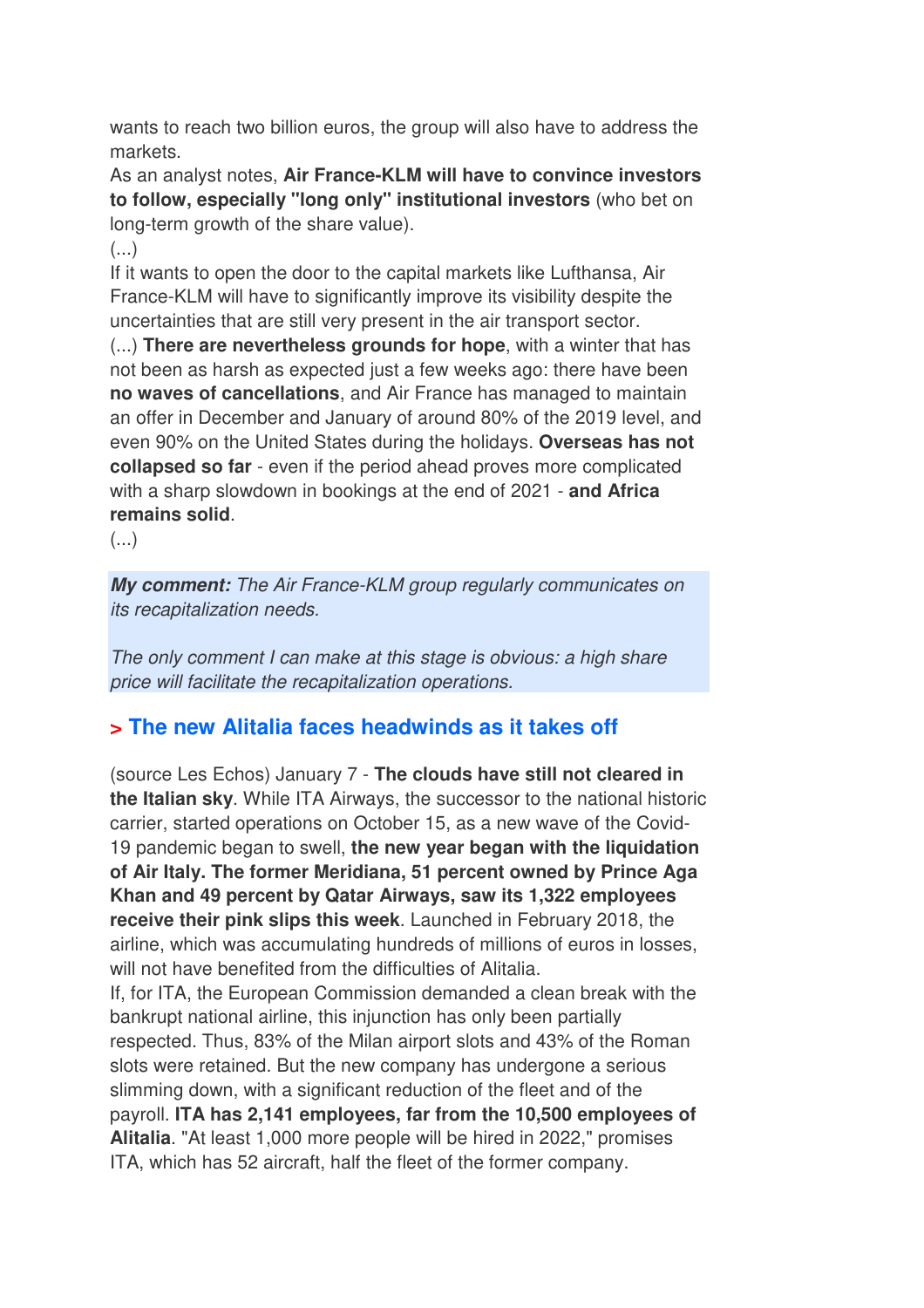wants to reach two billion euros, the group will also have to address the markets.

As an analyst notes, **Air France-KLM will have to convince investors to follow, especially "long only" institutional investors** (who bet on long-term growth of the share value).

(...)

If it wants to open the door to the capital markets like Lufthansa, Air France-KLM will have to significantly improve its visibility despite the uncertainties that are still very present in the air transport sector.

(...) **There are nevertheless grounds for hope**, with a winter that has not been as harsh as expected just a few weeks ago: there have been **no waves of cancellations**, and Air France has managed to maintain an offer in December and January of around 80% of the 2019 level, and even 90% on the United States during the holidays. **Overseas has not collapsed so far** - even if the period ahead proves more complicated with a sharp slowdown in bookings at the end of 2021 - **and Africa remains solid**.

(...)

***My comment:*** *The Air France-KLM group regularly communicates on its recapitalization needs.*

*The only comment I can make at this stage is obvious: a high share price will facilitate the recapitalization operations.*

## > The new Alitalia faces headwinds as it takes off

(source Les Echos) January 7 - **The clouds have still not cleared in the Italian sky**. While ITA Airways, the successor to the national historic carrier, started operations on October 15, as a new wave of the Covid-19 pandemic began to swell, **the new year began with the liquidation of Air Italy. The former Meridiana, 51 percent owned by Prince Aga Khan and 49 percent by Qatar Airways, saw its 1,322 employees receive their pink slips this week**. Launched in February 2018, the airline, which was accumulating hundreds of millions of euros in losses, will not have benefited from the difficulties of Alitalia.

If, for ITA, the European Commission demanded a clean break with the bankrupt national airline, this injunction has only been partially respected. Thus, 83% of the Milan airport slots and 43% of the Roman slots were retained. But the new company has undergone a serious slimming down, with a significant reduction of the fleet and of the payroll. **ITA has 2,141 employees, far from the 10,500 employees of Alitalia**. "At least 1,000 more people will be hired in 2022," promises ITA, which has 52 aircraft, half the fleet of the former company.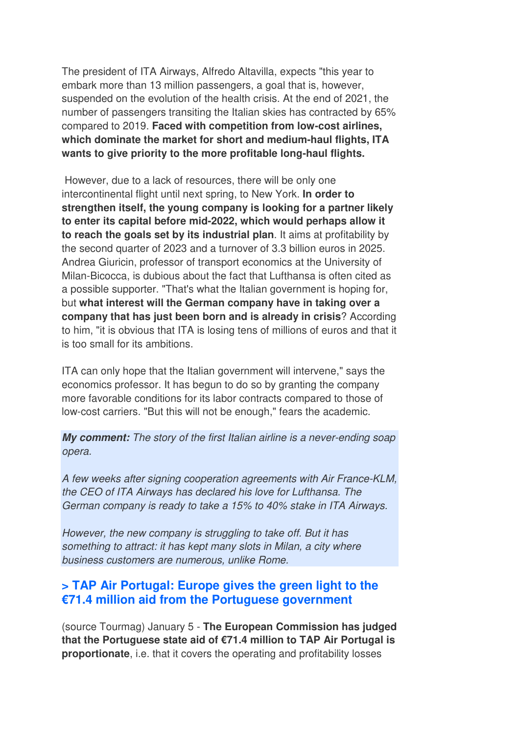The president of ITA Airways, Alfredo Altavilla, expects "this year to embark more than 13 million passengers, a goal that is, however, suspended on the evolution of the health crisis. At the end of 2021, the number of passengers transiting the Italian skies has contracted by 65% compared to 2019. **Faced with competition from low-cost airlines, which dominate the market for short and medium-haul flights, ITA wants to give priority to the more profitable long-haul flights.**

However, due to a lack of resources, there will be only one intercontinental flight until next spring, to New York. **In order to strengthen itself, the young company is looking for a partner likely to enter its capital before mid-2022, which would perhaps allow it to reach the goals set by its industrial plan**. It aims at profitability by the second quarter of 2023 and a turnover of 3.3 billion euros in 2025. Andrea Giuricin, professor of transport economics at the University of Milan-Bicocca, is dubious about the fact that Lufthansa is often cited as a possible supporter. "That's what the Italian government is hoping for, but **what interest will the German company have in taking over a company that has just been born and is already in crisis**? According to him, "it is obvious that ITA is losing tens of millions of euros and that it is too small for its ambitions.

ITA can only hope that the Italian government will intervene," says the economics professor. It has begun to do so by granting the company more favorable conditions for its labor contracts compared to those of low-cost carriers. "But this will not be enough," fears the academic.

***My comment:*** *The story of the first Italian airline is a never-ending soap opera.*

*A few weeks after signing cooperation agreements with Air France-KLM, the CEO of ITA Airways has declared his love for Lufthansa. The German company is ready to take a 15% to 40% stake in ITA Airways.*

*However, the new company is struggling to take off. But it has something to attract: it has kept many slots in Milan, a city where business customers are numerous, unlike Rome.*

### > TAP Air Portugal: Europe gives the green light to the €71.4 million aid from the Portuguese government

(source Tourmag) January 5 - **The European Commission has judged that the Portuguese state aid of €71.4 million to TAP Air Portugal is proportionate**, i.e. that it covers the operating and profitability losses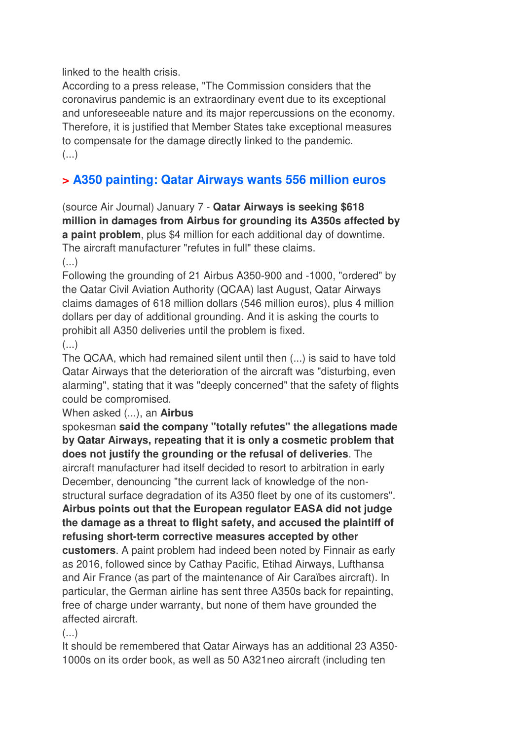linked to the health crisis.
According to a press release, "The Commission considers that the coronavirus pandemic is an extraordinary event due to its exceptional and unforeseeable nature and its major repercussions on the economy. Therefore, it is justified that Member States take exceptional measures to compensate for the damage directly linked to the pandemic.
(...)

## > A350 painting: Qatar Airways wants 556 million euros

(source Air Journal) January 7 - **Qatar Airways is seeking $618 million in damages from Airbus for grounding its A350s affected by a paint problem**, plus $4 million for each additional day of downtime. The aircraft manufacturer "refutes in full" these claims.
(...)
Following the grounding of 21 Airbus A350-900 and -1000, "ordered" by the Qatar Civil Aviation Authority (QCAA) last August, Qatar Airways claims damages of 618 million dollars (546 million euros), plus 4 million dollars per day of additional grounding. And it is asking the courts to prohibit all A350 deliveries until the problem is fixed.
(...)
The QCAA, which had remained silent until then (...) is said to have told Qatar Airways that the deterioration of the aircraft was "disturbing, even alarming", stating that it was "deeply concerned" that the safety of flights could be compromised.
When asked (...), an **Airbus** spokesman **said the company "totally refutes" the allegations made by Qatar Airways, repeating that it is only a cosmetic problem that does not justify the grounding or the refusal of deliveries**. The aircraft manufacturer had itself decided to resort to arbitration in early December, denouncing "the current lack of knowledge of the non-structural surface degradation of its A350 fleet by one of its customers". **Airbus points out that the European regulator EASA did not judge the damage as a threat to flight safety, and accused the plaintiff of refusing short-term corrective measures accepted by other customers**. A paint problem had indeed been noted by Finnair as early as 2016, followed since by Cathay Pacific, Etihad Airways, Lufthansa and Air France (as part of the maintenance of Air Caraïbes aircraft). In particular, the German airline has sent three A350s back for repainting, free of charge under warranty, but none of them have grounded the affected aircraft.
(...)
It should be remembered that Qatar Airways has an additional 23 A350-1000s on its order book, as well as 50 A321neo aircraft (including ten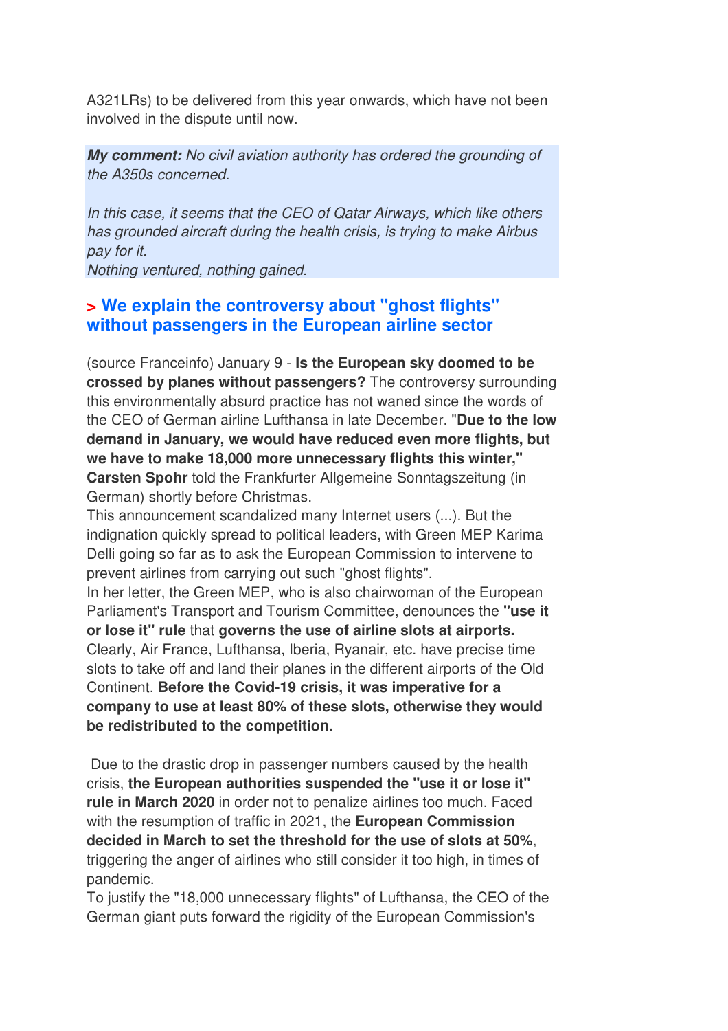A321LRs) to be delivered from this year onwards, which have not been involved in the dispute until now.

***My comment:*** *No civil aviation authority has ordered the grounding of the A350s concerned.*

*In this case, it seems that the CEO of Qatar Airways, which like others has grounded aircraft during the health crisis, is trying to make Airbus pay for it.*
*Nothing ventured, nothing gained.*

### > We explain the controversy about "ghost flights" without passengers in the European airline sector

(source Franceinfo) January 9 - **Is the European sky doomed to be crossed by planes without passengers?** The controversy surrounding this environmentally absurd practice has not waned since the words of the CEO of German airline Lufthansa in late December. "**Due to the low demand in January, we would have reduced even more flights, but we have to make 18,000 more unnecessary flights this winter," Carsten Spohr** told the Frankfurter Allgemeine Sonntagszeitung (in German) shortly before Christmas.
This announcement scandalized many Internet users (...). But the indignation quickly spread to political leaders, with Green MEP Karima Delli going so far as to ask the European Commission to intervene to prevent airlines from carrying out such "ghost flights".
In her letter, the Green MEP, who is also chairwoman of the European Parliament's Transport and Tourism Committee, denounces the **"use it or lose it" rule** that **governs the use of airline slots at airports.** Clearly, Air France, Lufthansa, Iberia, Ryanair, etc. have precise time slots to take off and land their planes in the different airports of the Old Continent. **Before the Covid-19 crisis, it was imperative for a company to use at least 80% of these slots, otherwise they would be redistributed to the competition.**

Due to the drastic drop in passenger numbers caused by the health crisis, **the European authorities suspended the "use it or lose it" rule in March 2020** in order not to penalize airlines too much. Faced with the resumption of traffic in 2021, the **European Commission decided in March to set the threshold for the use of slots at 50%**, triggering the anger of airlines who still consider it too high, in times of pandemic.
To justify the "18,000 unnecessary flights" of Lufthansa, the CEO of the German giant puts forward the rigidity of the European Commission's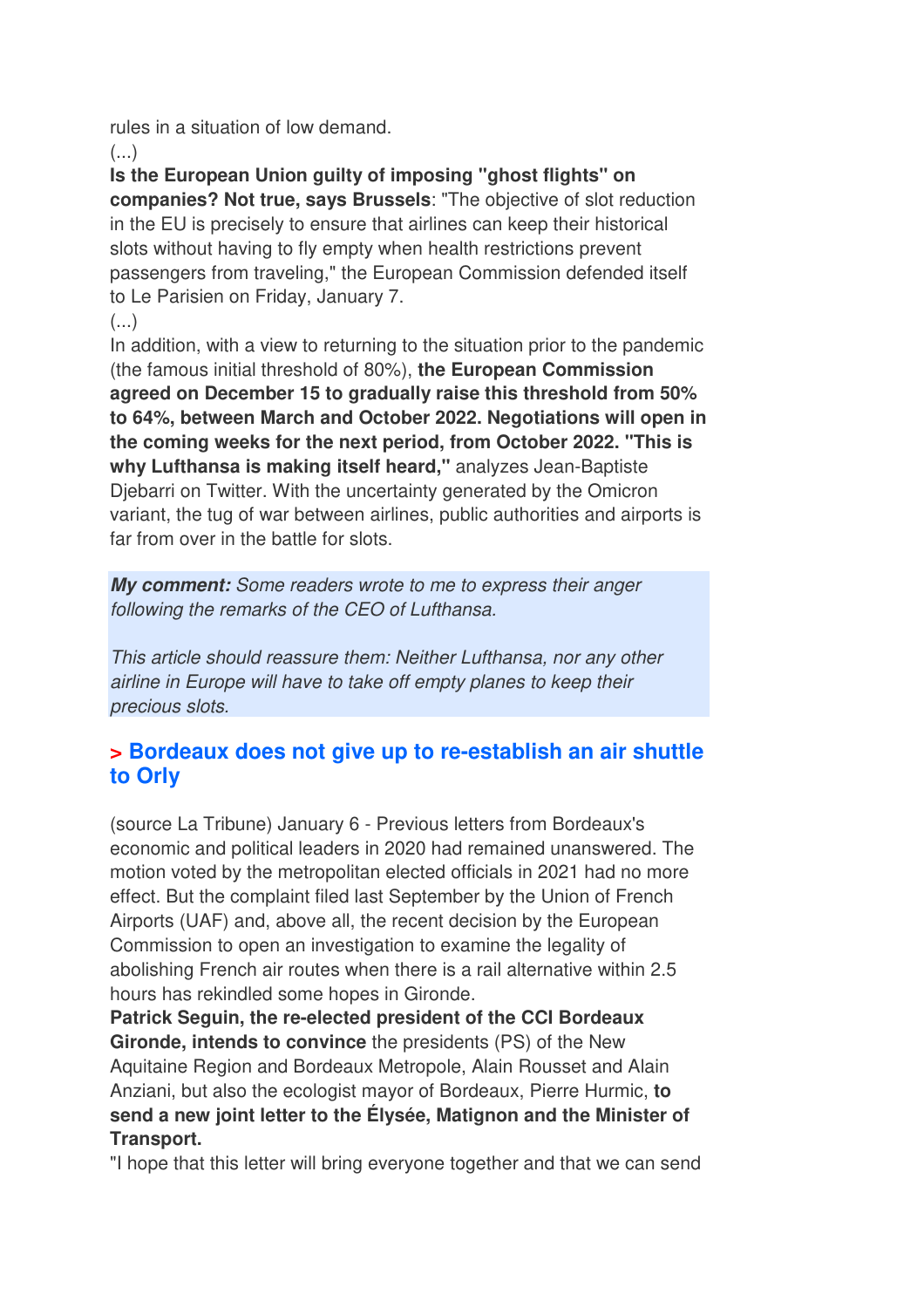rules in a situation of low demand.

(...)

**Is the European Union guilty of imposing "ghost flights" on companies? Not true, says Brussels**: "The objective of slot reduction in the EU is precisely to ensure that airlines can keep their historical slots without having to fly empty when health restrictions prevent passengers from traveling," the European Commission defended itself to Le Parisien on Friday, January 7.

(...)

In addition, with a view to returning to the situation prior to the pandemic (the famous initial threshold of 80%), **the European Commission agreed on December 15 to gradually raise this threshold from 50% to 64%, between March and October 2022. Negotiations will open in the coming weeks for the next period, from October 2022. "This is why Lufthansa is making itself heard,"** analyzes Jean-Baptiste Djebarri on Twitter. With the uncertainty generated by the Omicron variant, the tug of war between airlines, public authorities and airports is far from over in the battle for slots.

***My comment:*** *Some readers wrote to me to express their anger following the remarks of the CEO of Lufthansa.*

*This article should reassure them: Neither Lufthansa, nor any other airline in Europe will have to take off empty planes to keep their precious slots.*

## > Bordeaux does not give up to re-establish an air shuttle to Orly

(source La Tribune) January 6 - Previous letters from Bordeaux's economic and political leaders in 2020 had remained unanswered. The motion voted by the metropolitan elected officials in 2021 had no more effect. But the complaint filed last September by the Union of French Airports (UAF) and, above all, the recent decision by the European Commission to open an investigation to examine the legality of abolishing French air routes when there is a rail alternative within 2.5 hours has rekindled some hopes in Gironde.

**Patrick Seguin, the re-elected president of the CCI Bordeaux Gironde, intends to convince** the presidents (PS) of the New Aquitaine Region and Bordeaux Metropole, Alain Rousset and Alain Anziani, but also the ecologist mayor of Bordeaux, Pierre Hurmic, **to send a new joint letter to the Élysée, Matignon and the Minister of Transport.**

"I hope that this letter will bring everyone together and that we can send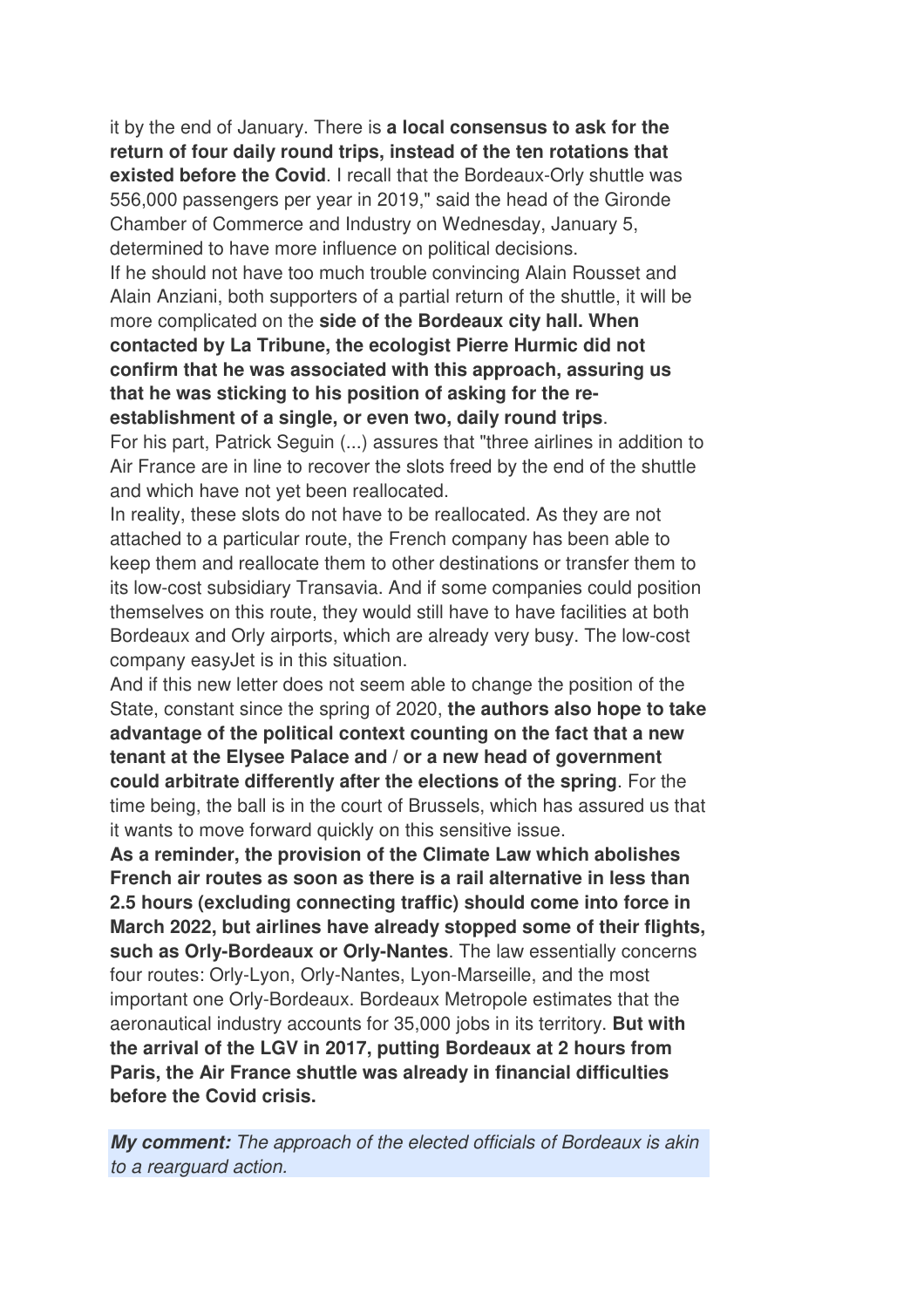it by the end of January. There is **a local consensus to ask for the return of four daily round trips, instead of the ten rotations that existed before the Covid**. I recall that the Bordeaux-Orly shuttle was 556,000 passengers per year in 2019," said the head of the Gironde Chamber of Commerce and Industry on Wednesday, January 5, determined to have more influence on political decisions.
If he should not have too much trouble convincing Alain Rousset and Alain Anziani, both supporters of a partial return of the shuttle, it will be more complicated on the **side of the Bordeaux city hall. When contacted by La Tribune, the ecologist Pierre Hurmic did not confirm that he was associated with this approach, assuring us that he was sticking to his position of asking for the re-establishment of a single, or even two, daily round trips**.
For his part, Patrick Seguin (...) assures that "three airlines in addition to Air France are in line to recover the slots freed by the end of the shuttle and which have not yet been reallocated.
In reality, these slots do not have to be reallocated. As they are not attached to a particular route, the French company has been able to keep them and reallocate them to other destinations or transfer them to its low-cost subsidiary Transavia. And if some companies could position themselves on this route, they would still have to have facilities at both Bordeaux and Orly airports, which are already very busy. The low-cost company easyJet is in this situation.
And if this new letter does not seem able to change the position of the State, constant since the spring of 2020, **the authors also hope to take advantage of the political context counting on the fact that a new tenant at the Elysee Palace and / or a new head of government could arbitrate differently after the elections of the spring**. For the time being, the ball is in the court of Brussels, which has assured us that it wants to move forward quickly on this sensitive issue.
**As a reminder, the provision of the Climate Law which abolishes French air routes as soon as there is a rail alternative in less than 2.5 hours (excluding connecting traffic) should come into force in March 2022, but airlines have already stopped some of their flights, such as Orly-Bordeaux or Orly-Nantes**. The law essentially concerns four routes: Orly-Lyon, Orly-Nantes, Lyon-Marseille, and the most important one Orly-Bordeaux. Bordeaux Metropole estimates that the aeronautical industry accounts for 35,000 jobs in its territory. **But with the arrival of the LGV in 2017, putting Bordeaux at 2 hours from Paris, the Air France shuttle was already in financial difficulties before the Covid crisis.**

***My comment:*** *The approach of the elected officials of Bordeaux is akin to a rearguard action.*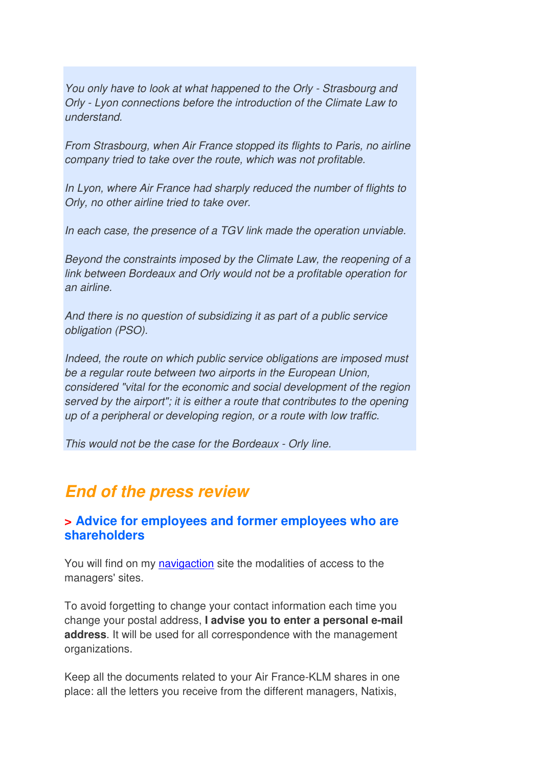*You only have to look at what happened to the Orly - Strasbourg and Orly - Lyon connections before the introduction of the Climate Law to understand.*

*From Strasbourg, when Air France stopped its flights to Paris, no airline company tried to take over the route, which was not profitable.*

*In Lyon, where Air France had sharply reduced the number of flights to Orly, no other airline tried to take over.*

*In each case, the presence of a TGV link made the operation unviable.*

*Beyond the constraints imposed by the Climate Law, the reopening of a link between Bordeaux and Orly would not be a profitable operation for an airline.*

*And there is no question of subsidizing it as part of a public service obligation (PSO).*

*Indeed, the route on which public service obligations are imposed must be a regular route between two airports in the European Union, considered "vital for the economic and social development of the region served by the airport"; it is either a route that contributes to the opening up of a peripheral or developing region, or a route with low traffic.*

*This would not be the case for the Bordeaux - Orly line.*

## *End of the press review*

### > Advice for employees and former employees who are shareholders

You will find on my navigaction site the modalities of access to the managers' sites.

To avoid forgetting to change your contact information each time you change your postal address, **I advise you to enter a personal e-mail address**. It will be used for all correspondence with the management organizations.

Keep all the documents related to your Air France-KLM shares in one place: all the letters you receive from the different managers, Natixis,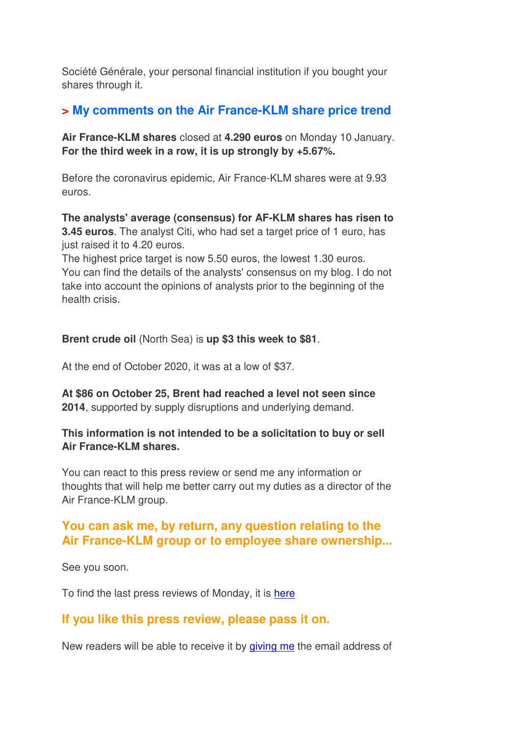Société Générale, your personal financial institution if you bought your shares through it.

### > My comments on the Air France-KLM share price trend

**Air France-KLM shares** closed at **4.290 euros** on Monday 10 January. **For the third week in a row, it is up strongly by +5.67%.**

Before the coronavirus epidemic, Air France-KLM shares were at 9.93 euros.

**The analysts' average (consensus) for AF-KLM shares has risen to 3.45 euros**. The analyst Citi, who had set a target price of 1 euro, has just raised it to 4.20 euros.
The highest price target is now 5.50 euros, the lowest 1.30 euros.
You can find the details of the analysts' consensus on my blog. I do not take into account the opinions of analysts prior to the beginning of the health crisis.

**Brent crude oil** (North Sea) is **up $3 this week to $81**.

At the end of October 2020, it was at a low of $37.

**At $86 on October 25, Brent had reached a level not seen since 2014**, supported by supply disruptions and underlying demand.

**This information is not intended to be a solicitation to buy or sell Air France-KLM shares.**

You can react to this press review or send me any information or thoughts that will help me better carry out my duties as a director of the Air France-KLM group.

### You can ask me, by return, any question relating to the Air France-KLM group or to employee share ownership...

See you soon.

To find the last press reviews of Monday, it is [here]

### If you like this press review, please pass it on.

New readers will be able to receive it by [giving me] the email address of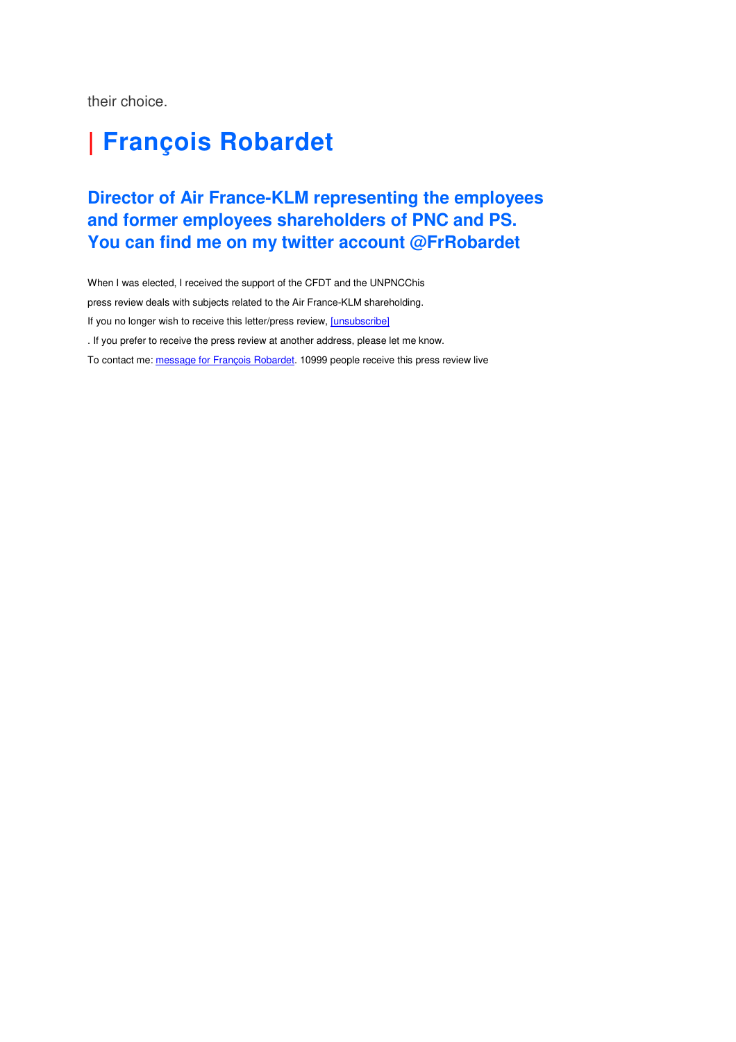their choice.

# | François Robardet

## Director of Air France-KLM representing the employees and former employees shareholders of PNC and PS. You can find me on my twitter account @FrRobardet

When I was elected, I received the support of the CFDT and the UNPNCChis

press review deals with subjects related to the Air France-KLM shareholding.

If you no longer wish to receive this letter/press review, [unsubscribe]

. If you prefer to receive the press review at another address, please let me know.

To contact me: message for François Robardet. 10999 people receive this press review live